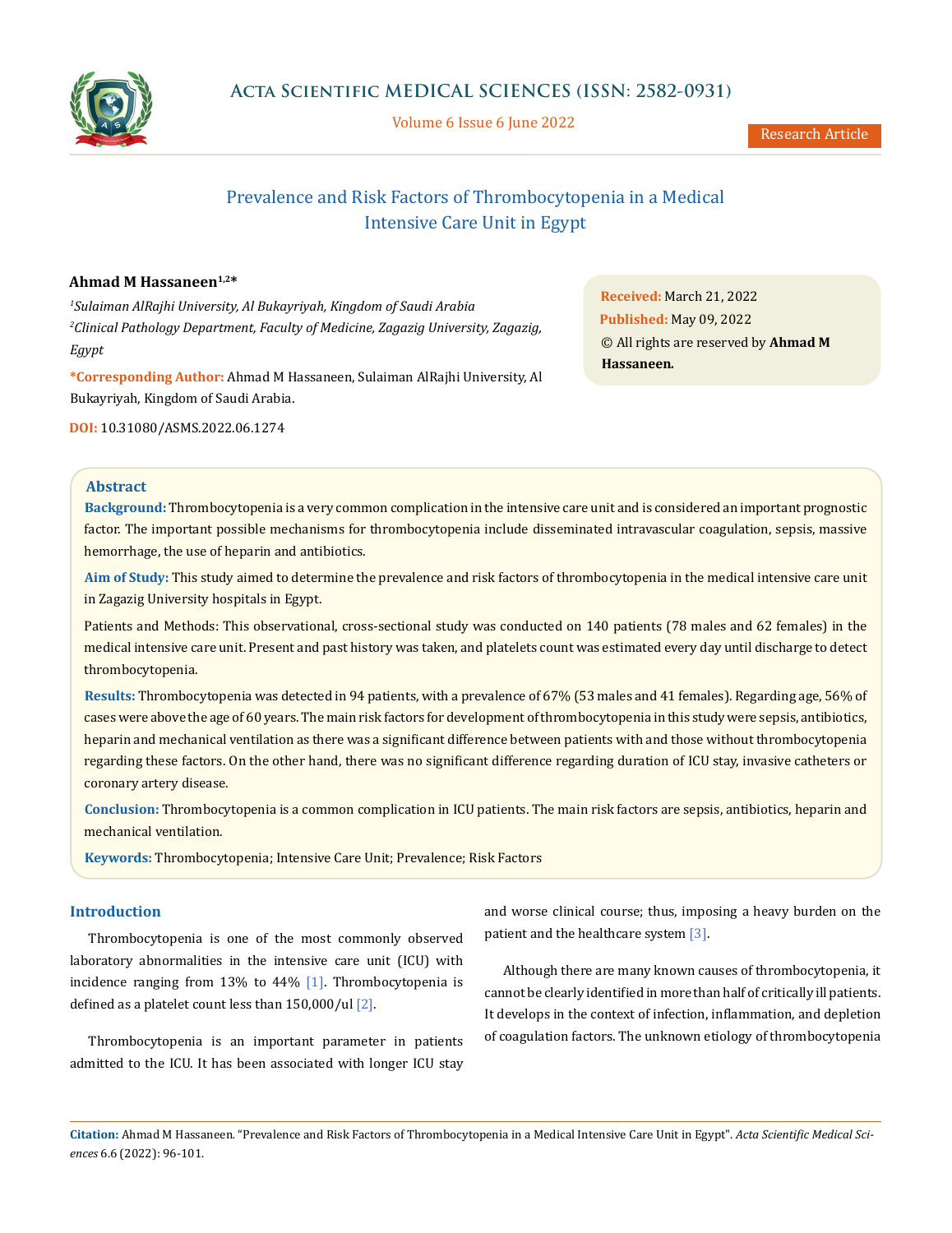# Prevalence and Risk Factors of Thrombocytopenia in a Medical Intensive Care Unit in Egypt

**Ahmad M Hassaneen[1,2]***

*[1]Sulaiman AlRajhi University, Al Bukayriyah, Kingdom of Saudi Arabia*

*[2]Clinical Pathology Department, Faculty of Medicine, Zagazig University, Zagazig, Egypt*

***Corresponding Author:** Ahmad M Hassaneen, Sulaiman AlRajhi University, Al Bukayriyah, Kingdom of Saudi Arabia.

**DOI:** 10.31080/ASMS.2022.06.1274

**Received:** March 21, 2022
**Published:** May 09, 2022
© All rights are reserved by **Ahmad M Hassaneen.**

## Abstract

**Background:** Thrombocytopenia is a very common complication in the intensive care unit and is considered an important prognostic factor. The important possible mechanisms for thrombocytopenia include disseminated intravascular coagulation, sepsis, massive hemorrhage, the use of heparin and antibiotics.

**Aim of Study:** This study aimed to determine the prevalence and risk factors of thrombocytopenia in the medical intensive care unit in Zagazig University hospitals in Egypt.

Patients and Methods: This observational, cross-sectional study was conducted on 140 patients (78 males and 62 females) in the medical intensive care unit. Present and past history was taken, and platelets count was estimated every day until discharge to detect thrombocytopenia.

**Results:** Thrombocytopenia was detected in 94 patients, with a prevalence of 67% (53 males and 41 females). Regarding age, 56% of cases were above the age of 60 years. The main risk factors for development of thrombocytopenia in this study were sepsis, antibiotics, heparin and mechanical ventilation as there was a significant difference between patients with and those without thrombocytopenia regarding these factors. On the other hand, there was no significant difference regarding duration of ICU stay, invasive catheters or coronary artery disease.

**Conclusion:** Thrombocytopenia is a common complication in ICU patients. The main risk factors are sepsis, antibiotics, heparin and mechanical ventilation.

**Keywords:** Thrombocytopenia; Intensive Care Unit; Prevalence; Risk Factors

## Introduction

Thrombocytopenia is one of the most commonly observed laboratory abnormalities in the intensive care unit (ICU) with incidence ranging from 13% to 44% [1]. Thrombocytopenia is defined as a platelet count less than 150,000/ul [2].

Thrombocytopenia is an important parameter in patients admitted to the ICU. It has been associated with longer ICU stay and worse clinical course; thus, imposing a heavy burden on the patient and the healthcare system [3].

Although there are many known causes of thrombocytopenia, it cannot be clearly identified in more than half of critically ill patients. It develops in the context of infection, inflammation, and depletion of coagulation factors. The unknown etiology of thrombocytopenia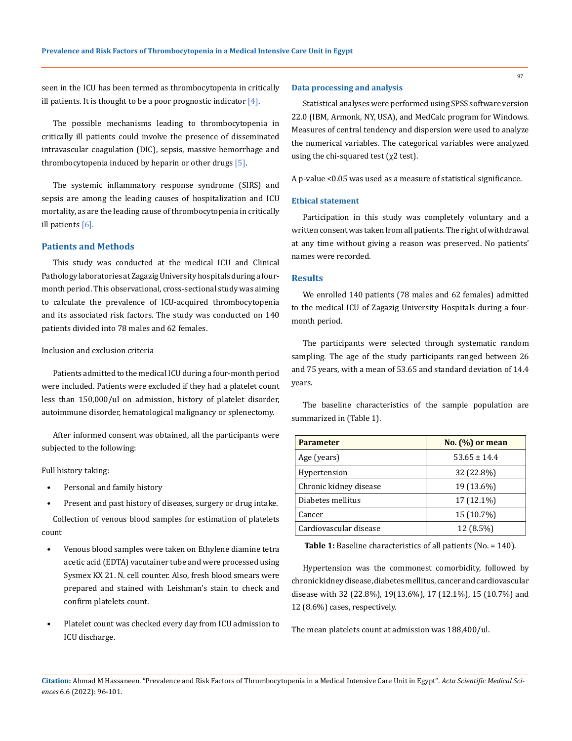seen in the ICU has been termed as thrombocytopenia in critically ill patients. It is thought to be a poor prognostic indicator [4].

The possible mechanisms leading to thrombocytopenia in critically ill patients could involve the presence of disseminated intravascular coagulation (DIC), sepsis, massive hemorrhage and thrombocytopenia induced by heparin or other drugs [5].

The systemic inflammatory response syndrome (SIRS) and sepsis are among the leading causes of hospitalization and ICU mortality, as are the leading cause of thrombocytopenia in critically ill patients [6].

## Patients and Methods

This study was conducted at the medical ICU and Clinical Pathology laboratories at Zagazig University hospitals during a four-month period. This observational, cross-sectional study was aiming to calculate the prevalence of ICU-acquired thrombocytopenia and its associated risk factors. The study was conducted on 140 patients divided into 78 males and 62 females.

Inclusion and exclusion criteria

Patients admitted to the medical ICU during a four-month period were included. Patients were excluded if they had a platelet count less than 150,000/ul on admission, history of platelet disorder, autoimmune disorder, hematological malignancy or splenectomy.

After informed consent was obtained, all the participants were subjected to the following:

Full history taking:

- Personal and family history
- Present and past history of diseases, surgery or drug intake.

Collection of venous blood samples for estimation of platelets count

- Venous blood samples were taken on Ethylene diamine tetra acetic acid (EDTA) vacutainer tube and were processed using Sysmex KX 21. N. cell counter. Also, fresh blood smears were prepared and stained with Leishman's stain to check and confirm platelets count.
- Platelet count was checked every day from ICU admission to ICU discharge.

### Data processing and analysis

Statistical analyses were performed using SPSS software version 22.0 (IBM, Armonk, NY, USA), and MedCalc program for Windows. Measures of central tendency and dispersion were used to analyze the numerical variables. The categorical variables were analyzed using the chi-squared test ($\chi 2$ test).

A p-value <0.05 was used as a measure of statistical significance.

### Ethical statement

Participation in this study was completely voluntary and a written consent was taken from all patients. The right of withdrawal at any time without giving a reason was preserved. No patients' names were recorded.

## Results

We enrolled 140 patients (78 males and 62 females) admitted to the medical ICU of Zagazig University Hospitals during a four-month period.

The participants were selected through systematic random sampling. The age of the study participants ranged between 26 and 75 years, with a mean of 53.65 and standard deviation of 14.4 years.

The baseline characteristics of the sample population are summarized in (Table 1).

| Parameter | No. (%) or mean |
|---|---|
| Age (years) | 53.65 ± 14.4 |
| Hypertension | 32 (22.8%) |
| Chronic kidney disease | 19 (13.6%) |
| Diabetes mellitus | 17 (12.1%) |
| Cancer | 15 (10.7%) |
| Cardiovascular disease | 12 (8.5%) |

**Table 1:** Baseline characteristics of all patients (No. = 140).

Hypertension was the commonest comorbidity, followed by chronic kidney disease, diabetes mellitus, cancer and cardiovascular disease with 32 (22.8%), 19(13.6%), 17 (12.1%), 15 (10.7%) and 12 (8.6%) cases, respectively.

The mean platelets count at admission was 188,400/ul.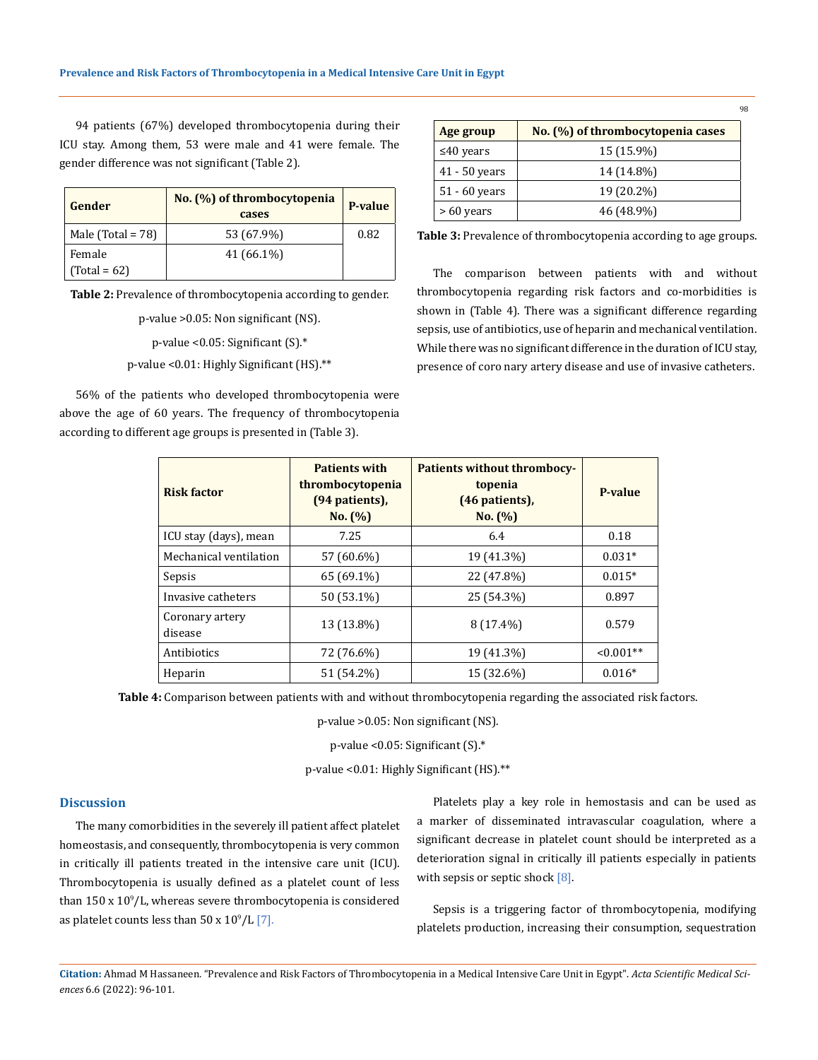94 patients (67%) developed thrombocytopenia during their ICU stay. Among them, 53 were male and 41 were female. The gender difference was not significant (Table 2).

| Gender | No. (%) of thrombocytopenia cases | P-value |
|---|---|---|
| Male (Total = 78) | 53 (67.9%) | 0.82 |
| Female (Total = 62) | 41 (66.1%) | |

**Table 2:** Prevalence of thrombocytopenia according to gender.

p-value >0.05: Non significant (NS).

p-value <0.05: Significant (S).*

p-value <0.01: Highly Significant (HS).**

56% of the patients who developed thrombocytopenia were above the age of 60 years. The frequency of thrombocytopenia according to different age groups is presented in (Table 3).

| Age group | No. (%) of thrombocytopenia cases |
|---|---|
| ≤40 years | 15 (15.9%) |
| 41 - 50 years | 14 (14.8%) |
| 51 - 60 years | 19 (20.2%) |
| > 60 years | 46 (48.9%) |

**Table 3:** Prevalence of thrombocytopenia according to age groups.

The comparison between patients with and without thrombocytopenia regarding risk factors and co-morbidities is shown in (Table 4). There was a significant difference regarding sepsis, use of antibiotics, use of heparin and mechanical ventilation. While there was no significant difference in the duration of ICU stay, presence of coro nary artery disease and use of invasive catheters.

| Risk factor | Patients with thrombocytopenia (94 patients), No. (%) | Patients without thrombocy-topenia (46 patients), No. (%) | P-value |
|---|---|---|---|
| ICU stay (days), mean | 7.25 | 6.4 | 0.18 |
| Mechanical ventilation | 57 (60.6%) | 19 (41.3%) | 0.031* |
| Sepsis | 65 (69.1%) | 22 (47.8%) | 0.015* |
| Invasive catheters | 50 (53.1%) | 25 (54.3%) | 0.897 |
| Coronary artery disease | 13 (13.8%) | 8 (17.4%) | 0.579 |
| Antibiotics | 72 (76.6%) | 19 (41.3%) | <0.001** |
| Heparin | 51 (54.2%) | 15 (32.6%) | 0.016* |

**Table 4:** Comparison between patients with and without thrombocytopenia regarding the associated risk factors.

p-value >0.05: Non significant (NS).

p-value <0.05: Significant (S).*

p-value <0.01: Highly Significant (HS).**

## Discussion

The many comorbidities in the severely ill patient affect platelet homeostasis, and consequently, thrombocytopenia is very common in critically ill patients treated in the intensive care unit (ICU). Thrombocytopenia is usually defined as a platelet count of less than 150 x $10^9$/L, whereas severe thrombocytopenia is considered as platelet counts less than 50 x $10^9$/L [7].

Platelets play a key role in hemostasis and can be used as a marker of disseminated intravascular coagulation, where a significant decrease in platelet count should be interpreted as a deterioration signal in critically ill patients especially in patients with sepsis or septic shock [8].

Sepsis is a triggering factor of thrombocytopenia, modifying platelets production, increasing their consumption, sequestration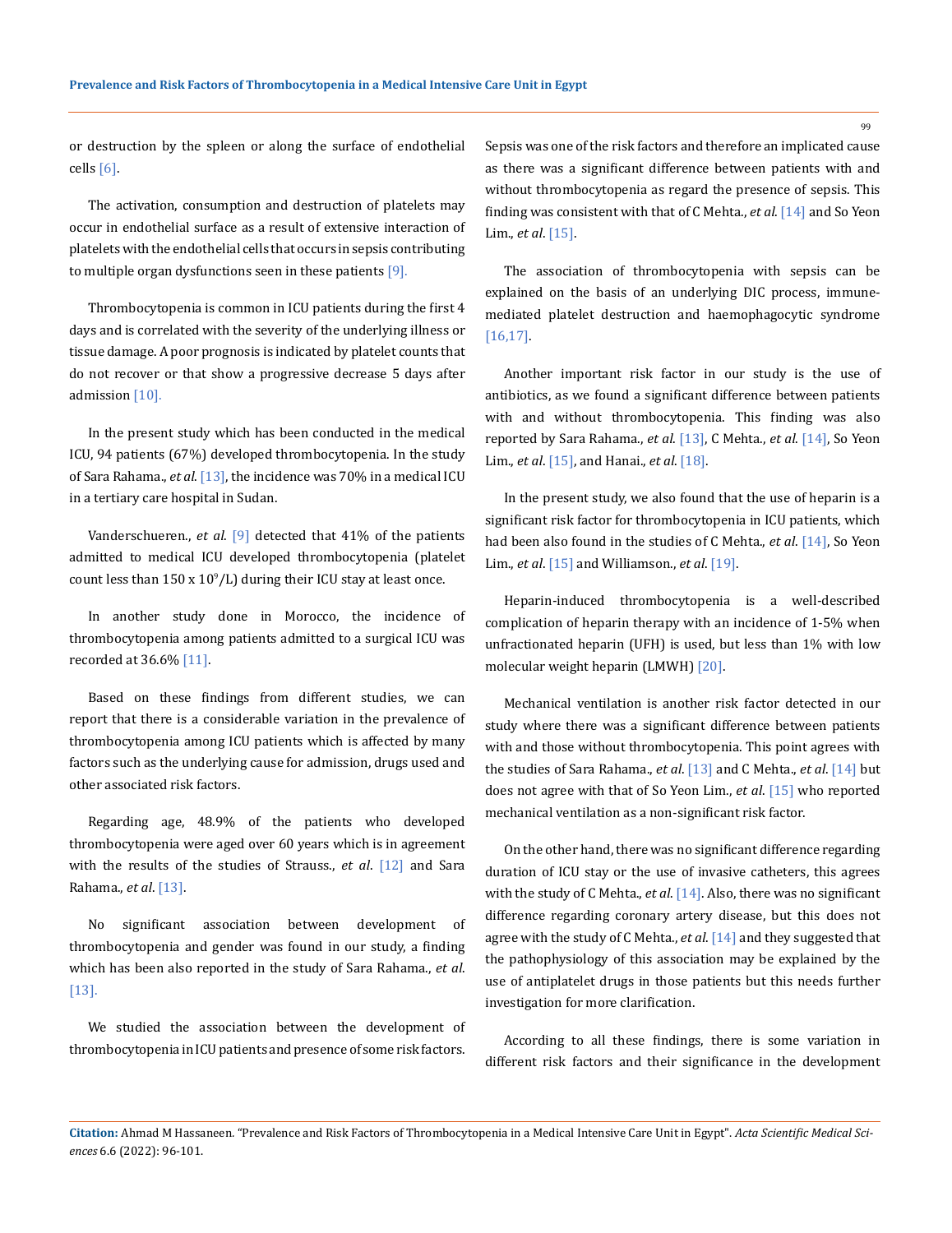or destruction by the spleen or along the surface of endothelial cells [6].

The activation, consumption and destruction of platelets may occur in endothelial surface as a result of extensive interaction of platelets with the endothelial cells that occurs in sepsis contributing to multiple organ dysfunctions seen in these patients [9].

Thrombocytopenia is common in ICU patients during the first 4 days and is correlated with the severity of the underlying illness or tissue damage. A poor prognosis is indicated by platelet counts that do not recover or that show a progressive decrease 5 days after admission [10].

In the present study which has been conducted in the medical ICU, 94 patients (67%) developed thrombocytopenia. In the study of Sara Rahama., *et al*. [13], the incidence was 70% in a medical ICU in a tertiary care hospital in Sudan.

Vanderschueren., *et al*. [9] detected that 41% of the patients admitted to medical ICU developed thrombocytopenia (platelet count less than 150 x $10^9$/L) during their ICU stay at least once.

In another study done in Morocco, the incidence of thrombocytopenia among patients admitted to a surgical ICU was recorded at 36.6% [11].

Based on these findings from different studies, we can report that there is a considerable variation in the prevalence of thrombocytopenia among ICU patients which is affected by many factors such as the underlying cause for admission, drugs used and other associated risk factors.

Regarding age, 48.9% of the patients who developed thrombocytopenia were aged over 60 years which is in agreement with the results of the studies of Strauss., *et al*. [12] and Sara Rahama., *et al*. [13].

No significant association between development of thrombocytopenia and gender was found in our study, a finding which has been also reported in the study of Sara Rahama., *et al*. [13].

We studied the association between the development of thrombocytopenia in ICU patients and presence of some risk factors. Sepsis was one of the risk factors and therefore an implicated cause as there was a significant difference between patients with and without thrombocytopenia as regard the presence of sepsis. This finding was consistent with that of C Mehta., *et al*. [14] and So Yeon Lim., *et al*. [15].

The association of thrombocytopenia with sepsis can be explained on the basis of an underlying DIC process, immune-mediated platelet destruction and haemophagocytic syndrome [16,17].

Another important risk factor in our study is the use of antibiotics, as we found a significant difference between patients with and without thrombocytopenia. This finding was also reported by Sara Rahama., *et al*. [13], C Mehta., *et al*. [14], So Yeon Lim., *et al*. [15], and Hanai., *et al*. [18].

In the present study, we also found that the use of heparin is a significant risk factor for thrombocytopenia in ICU patients, which had been also found in the studies of C Mehta., *et al*. [14], So Yeon Lim., *et al*. [15] and Williamson., *et al*. [19].

Heparin-induced thrombocytopenia is a well-described complication of heparin therapy with an incidence of 1-5% when unfractionated heparin (UFH) is used, but less than 1% with low molecular weight heparin (LMWH) [20].

Mechanical ventilation is another risk factor detected in our study where there was a significant difference between patients with and those without thrombocytopenia. This point agrees with the studies of Sara Rahama., *et al*. [13] and C Mehta., *et al*. [14] but does not agree with that of So Yeon Lim., *et al*. [15] who reported mechanical ventilation as a non-significant risk factor.

On the other hand, there was no significant difference regarding duration of ICU stay or the use of invasive catheters, this agrees with the study of C Mehta., *et al*. [14]. Also, there was no significant difference regarding coronary artery disease, but this does not agree with the study of C Mehta., *et al*. [14] and they suggested that the pathophysiology of this association may be explained by the use of antiplatelet drugs in those patients but this needs further investigation for more clarification.

According to all these findings, there is some variation in different risk factors and their significance in the development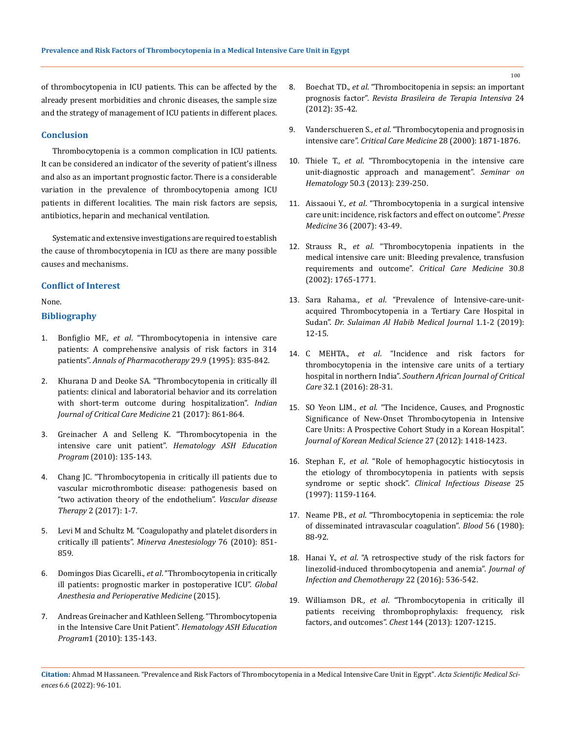of thrombocytopenia in ICU patients. This can be affected by the already present morbidities and chronic diseases, the sample size and the strategy of management of ICU patients in different places.

## Conclusion

Thrombocytopenia is a common complication in ICU patients. It can be considered an indicator of the severity of patient's illness and also as an important prognostic factor. There is a considerable variation in the prevalence of thrombocytopenia among ICU patients in different localities. The main risk factors are sepsis, antibiotics, heparin and mechanical ventilation.

Systematic and extensive investigations are required to establish the cause of thrombocytopenia in ICU as there are many possible causes and mechanisms.

## Conflict of Interest

None.

## Bibliography

1. Bonfiglio MF., *et al*. "Thrombocytopenia in intensive care patients: A comprehensive analysis of risk factors in 314 patients". *Annals of Pharmacotherapy* 29.9 (1995): 835-842.
2. Khurana D and Deoke SA. "Thrombocytopenia in critically ill patients: clinical and laboratorial behavior and its correlation with short-term outcome during hospitalization". *Indian Journal of Critical Care Medicine* 21 (2017): 861-864.
3. Greinacher A and Selleng K. "Thrombocytopenia in the intensive care unit patient". *Hematology ASH Education Program* (2010): 135-143.
4. Chang JC. "Thrombocytopenia in critically ill patients due to vascular microthrombotic disease: pathogenesis based on "two activation theory of the endothelium". *Vascular disease Therapy* 2 (2017): 1-7.
5. Levi M and Schultz M. "Coagulopathy and platelet disorders in critically ill patients". *Minerva Anestesiology* 76 (2010): 851-859.
6. Domingos Dias Cicarelli., *et al*. "Thrombocytopenia in critically ill patients: prognostic marker in postoperative ICU". *Global Anesthesia and Perioperative Medicine* (2015).
7. Andreas Greinacher and Kathleen Selleng. "Thrombocytopenia in the Intensive Care Unit Patient". *Hematology ASH Education Program*1 (2010): 135-143.
8. Boechat TD., *et al*. "Thrombocitopenia in sepsis: an important prognosis factor". *Revista Brasileira de Terapia Intensiva* 24 (2012): 35-42.
9. Vanderschueren S., *et al*. "Thrombocytopenia and prognosis in intensive care". *Critical Care Medicine* 28 (2000): 1871-1876.
10. Thiele T., *et al*. "Thrombocytopenia in the intensive care unit-diagnostic approach and management". *Seminar on Hematology* 50.3 (2013): 239-250.
11. Aissaoui Y., *et al*. "Thrombocytopenia in a surgical intensive care unit: incidence, risk factors and effect on outcome". *Presse Medicine* 36 (2007): 43-49.
12. Strauss R., *et al*. "Thrombocytopenia inpatients in the medical intensive care unit: Bleeding prevalence, transfusion requirements and outcome". *Critical Care Medicine* 30.8 (2002): 1765-1771.
13. Sara Rahama., *et al*. "Prevalence of Intensive-care-unit-acquired Thrombocytopenia in a Tertiary Care Hospital in Sudan". *Dr. Sulaiman Al Habib Medical Journal* 1.1-2 (2019): 12-15.
14. C MEHTA., *et al*. "Incidence and risk factors for thrombocytopenia in the intensive care units of a tertiary hospital in northern India". *Southern African Journal of Critical Care* 32.1 (2016): 28-31.
15. SO Yeon LIM., *et al*. "The Incidence, Causes, and Prognostic Significance of New-Onset Thrombocytopenia in Intensive Care Units: A Prospective Cohort Study in a Korean Hospital". *Journal of Korean Medical Science* 27 (2012): 1418-1423.
16. Stephan F., *et al*. "Role of hemophagocytic histiocytosis in the etiology of thrombocytopenia in patients with sepsis syndrome or septic shock". *Clinical Infectious Disease* 25 (1997): 1159-1164.
17. Neame PB., *et al*. "Thrombocytopenia in septicemia: the role of disseminated intravascular coagulation". *Blood* 56 (1980): 88-92.
18. Hanai Y., *et al*. "A retrospective study of the risk factors for linezolid-induced thrombocytopenia and anemia". *Journal of Infection and Chemotherapy* 22 (2016): 536-542.
19. Williamson DR., *et al*. "Thrombocytopenia in critically ill patients receiving thromboprophylaxis: frequency, risk factors, and outcomes". *Chest* 144 (2013): 1207-1215.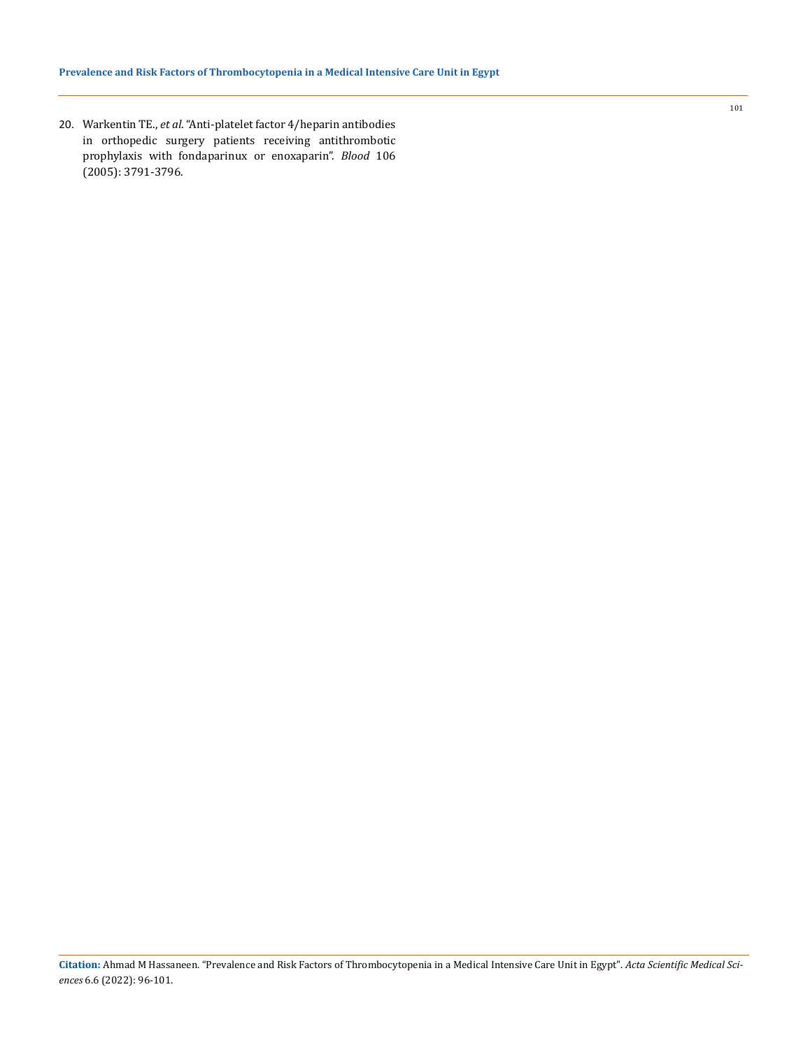20. Warkentin TE., *et al*. "Anti-platelet factor 4/heparin antibodies in orthopedic surgery patients receiving antithrombotic prophylaxis with fondaparinux or enoxaparin". *Blood* 106 (2005): 3791-3796.